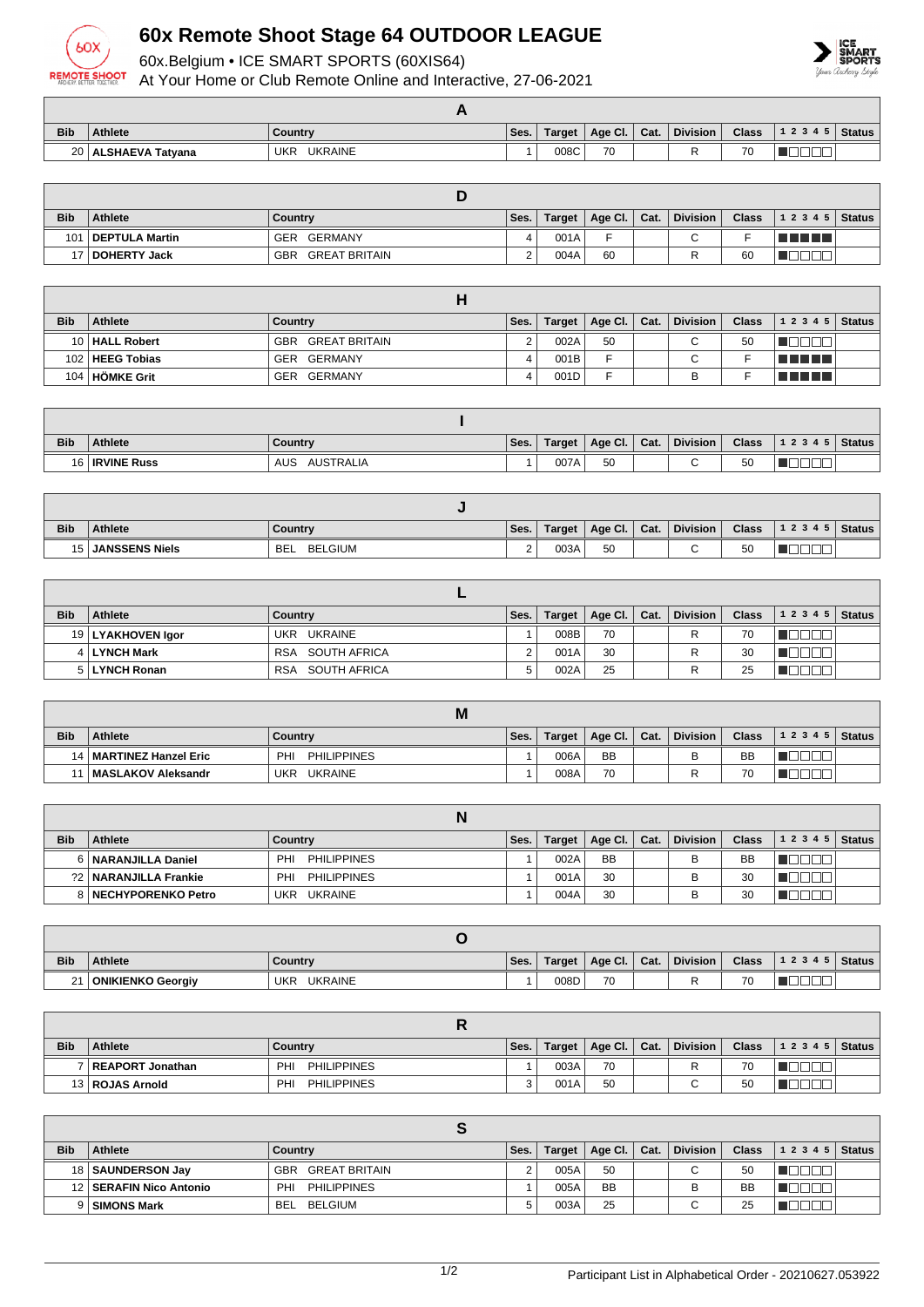# 60x Remote Shoot Stage 64 OUTDOOR LEAGUE

60x.Belgium • ICE SMART SPORTS (60XIS64)

At Your Home or Club Remote Online and Interactive, 27-06-2021

## A

| Bib | Athlete | Country | Ses. | Target | Age Cl. | Cat. | Division | Class | 1 2 3 4 5 | Status |
|---|---|---|---|---|---|---|---|---|---|---|
| 20 | **ALSHAEVA Tatyana** | UKR UKRAINE | 1 | 008C | 70 | | R | 70 | ■□□□□ | |

## D

| Bib | Athlete | Country | Ses. | Target | Age Cl. | Cat. | Division | Class | 1 2 3 4 5 | Status |
|---|---|---|---|---|---|---|---|---|---|---|
| 101 | **DEPTULA Martin** | GER GERMANY | 4 | 001A | F | | C | F | ■■■■■ | |
| 17 | **DOHERTY Jack** | GBR GREAT BRITAIN | 2 | 004A | 60 | | R | 60 | ■□□□□ | |

## H

| Bib | Athlete | Country | Ses. | Target | Age Cl. | Cat. | Division | Class | 1 2 3 4 5 | Status |
|---|---|---|---|---|---|---|---|---|---|---|
| 10 | **HALL Robert** | GBR GREAT BRITAIN | 2 | 002A | 50 | | C | 50 | ■□□□□ | |
| 102 | **HEEG Tobias** | GER GERMANY | 4 | 001B | F | | C | F | ■■■■■ | |
| 104 | **HÖMKE Grit** | GER GERMANY | 4 | 001D | F | | B | F | ■■■■■ | |

## I

| Bib | Athlete | Country | Ses. | Target | Age Cl. | Cat. | Division | Class | 1 2 3 4 5 | Status |
|---|---|---|---|---|---|---|---|---|---|---|
| 16 | **IRVINE Russ** | AUS AUSTRALIA | 1 | 007A | 50 | | C | 50 | ■□□□□ | |

## J

| Bib | Athlete | Country | Ses. | Target | Age Cl. | Cat. | Division | Class | 1 2 3 4 5 | Status |
|---|---|---|---|---|---|---|---|---|---|---|
| 15 | **JANSSENS Niels** | BEL BELGIUM | 2 | 003A | 50 | | C | 50 | ■□□□□ | |

## L

| Bib | Athlete | Country | Ses. | Target | Age Cl. | Cat. | Division | Class | 1 2 3 4 5 | Status |
|---|---|---|---|---|---|---|---|---|---|---|
| 19 | **LYAKHOVEN Igor** | UKR UKRAINE | 1 | 008B | 70 | | R | 70 | ■□□□□ | |
| 4 | **LYNCH Mark** | RSA SOUTH AFRICA | 2 | 001A | 30 | | R | 30 | ■□□□□ | |
| 5 | **LYNCH Ronan** | RSA SOUTH AFRICA | 5 | 002A | 25 | | R | 25 | ■□□□□ | |

## M

| Bib | Athlete | Country | Ses. | Target | Age Cl. | Cat. | Division | Class | 1 2 3 4 5 | Status |
|---|---|---|---|---|---|---|---|---|---|---|
| 14 | **MARTINEZ Hanzel Eric** | PHI PHILIPPINES | 1 | 006A | BB | | B | BB | ■□□□□ | |
| 11 | **MASLAKOV Aleksandr** | UKR UKRAINE | 1 | 008A | 70 | | R | 70 | ■□□□□ | |

## N

| Bib | Athlete | Country | Ses. | Target | Age Cl. | Cat. | Division | Class | 1 2 3 4 5 | Status |
|---|---|---|---|---|---|---|---|---|---|---|
| 6 | **NARANJILLA Daniel** | PHI PHILIPPINES | 1 | 002A | BB | | B | BB | ■□□□□ | |
| ?2 | **NARANJILLA Frankie** | PHI PHILIPPINES | 1 | 001A | 30 | | B | 30 | ■□□□□ | |
| 8 | **NECHYPORENKO Petro** | UKR UKRAINE | 1 | 004A | 30 | | B | 30 | ■□□□□ | |

## O

| Bib | Athlete | Country | Ses. | Target | Age Cl. | Cat. | Division | Class | 1 2 3 4 5 | Status |
|---|---|---|---|---|---|---|---|---|---|---|
| 21 | **ONIKIENKO Georgiy** | UKR UKRAINE | 1 | 008D | 70 | | R | 70 | ■□□□□ | |

## R

| Bib | Athlete | Country | Ses. | Target | Age Cl. | Cat. | Division | Class | 1 2 3 4 5 | Status |
|---|---|---|---|---|---|---|---|---|---|---|
| 7 | **REAPORT Jonathan** | PHI PHILIPPINES | 1 | 003A | 70 | | R | 70 | ■□□□□ | |
| 13 | **ROJAS Arnold** | PHI PHILIPPINES | 3 | 001A | 50 | | C | 50 | ■□□□□ | |

## S

| Bib | Athlete | Country | Ses. | Target | Age Cl. | Cat. | Division | Class | 1 2 3 4 5 | Status |
|---|---|---|---|---|---|---|---|---|---|---|
| 18 | **SAUNDERSON Jay** | GBR GREAT BRITAIN | 2 | 005A | 50 | | C | 50 | ■□□□□ | |
| 12 | **SERAFIN Nico Antonio** | PHI PHILIPPINES | 1 | 005A | BB | | B | BB | ■□□□□ | |
| 9 | **SIMONS Mark** | BEL BELGIUM | 5 | 003A | 25 | | C | 25 | ■□□□□ | |

Participant List in Alphabetical Order - 20210627.053922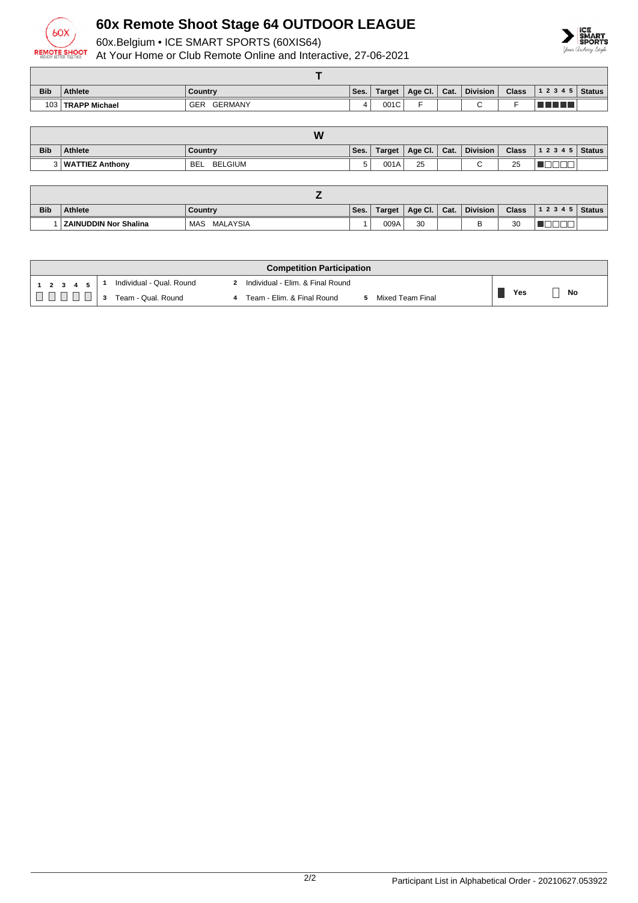# 60x Remote Shoot Stage 64 OUTDOOR LEAGUE

60x.Belgium • ICE SMART SPORTS (60XIS64)

At Your Home or Club Remote Online and Interactive, 27-06-2021

| T | | | | | | | | | | |
|---|---|---|---|---|---|---|---|---|---|---|
| Bib | Athlete | Country | Ses. | Target | Age Cl. | Cat. | Division | Class | 1 2 3 4 5 | Status |
| 103 | **TRAPP Michael** | GER GERMANY | 4 | 001C | F | | C | F | ■■■■■ | |

| W | | | | | | | | | | |
|---|---|---|---|---|---|---|---|---|---|---|
| Bib | Athlete | Country | Ses. | Target | Age Cl. | Cat. | Division | Class | 1 2 3 4 5 | Status |
| 3 | **WATTIEZ Anthony** | BEL BELGIUM | 5 | 001A | 25 | | C | 25 | ■□□□□ | |

| Z | | | | | | | | | | |
|---|---|---|---|---|---|---|---|---|---|---|
| Bib | Athlete | Country | Ses. | Target | Age Cl. | Cat. | Division | Class | 1 2 3 4 5 | Status |
| 1 | **ZAINUDDIN Nor Shalina** | MAS MALAYSIA | 1 | 009A | 30 | | B | 30 | ■□□□□ | |

| Competition Participation | | | | |
|---|---|---|---|---|
| 1 2 3 4 5 | 1 Individual - Qual. Round | 2 Individual - Elim. & Final Round | | ■ Yes □ No |
| □□□□□ | 3 Team - Qual. Round | 4 Team - Elim. & Final Round | 5 Mixed Team Final | |

Participant List in Alphabetical Order - 20210627.053922